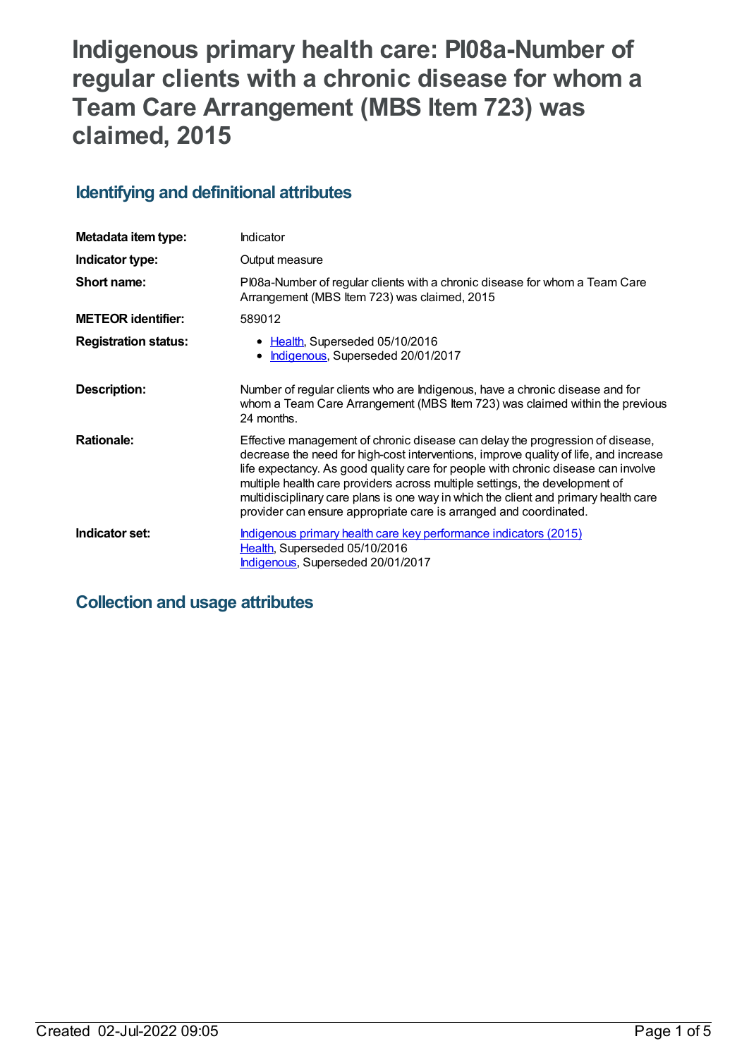# Indigenous primary health care: PI08a-Number of regular clients with a chronic disease for whom a Team Care Arrangement (MBS Item 723) was claimed, 2015

## Identifying and definitional attributes

| | |
|---|---|
| **Metadata item type:** | Indicator |
| **Indicator type:** | Output measure |
| **Short name:** | PI08a-Number of regular clients with a chronic disease for whom a Team Care Arrangement (MBS Item 723) was claimed, 2015 |
| **METEOR identifier:** | 589012 |
| **Registration status:** | • Health, Superseded 05/10/2016<br>• Indigenous, Superseded 20/01/2017 |
| **Description:** | Number of regular clients who are Indigenous, have a chronic disease and for whom a Team Care Arrangement (MBS Item 723) was claimed within the previous 24 months. |
| **Rationale:** | Effective management of chronic disease can delay the progression of disease, decrease the need for high-cost interventions, improve quality of life, and increase life expectancy. As good quality care for people with chronic disease can involve multiple health care providers across multiple settings, the development of multidisciplinary care plans is one way in which the client and primary health care provider can ensure appropriate care is arranged and coordinated. |
| **Indicator set:** | Indigenous primary health care key performance indicators (2015)<br>Health, Superseded 05/10/2016<br>Indigenous, Superseded 20/01/2017 |

## Collection and usage attributes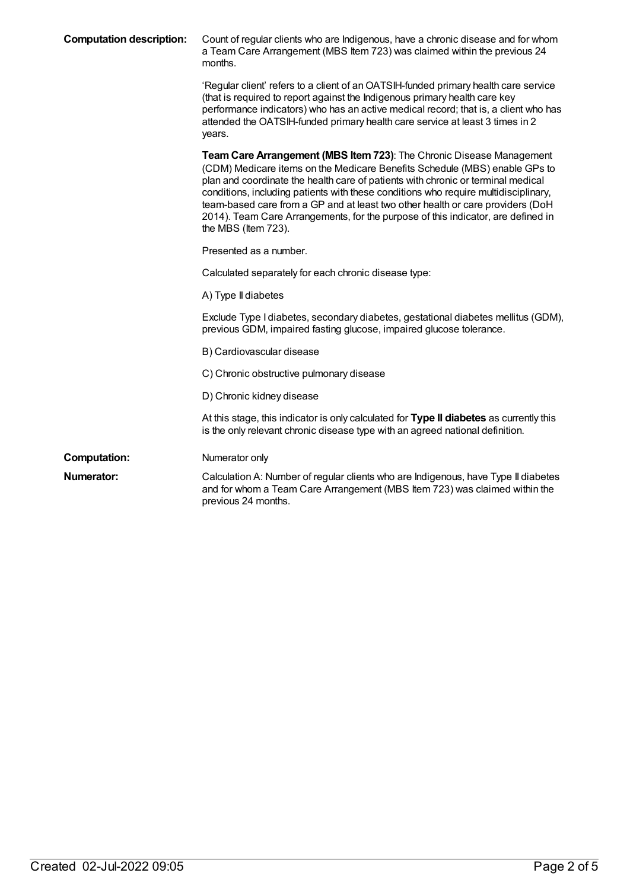**Computation description:** Count of regular clients who are Indigenous, have a chronic disease and for whom a Team Care Arrangement (MBS Item 723) was claimed within the previous 24 months.

'Regular client' refers to a client of an OATSIH-funded primary health care service (that is required to report against the Indigenous primary health care key performance indicators) who has an active medical record; that is, a client who has attended the OATSIH-funded primary health care service at least 3 times in 2 years.

**Team Care Arrangement (MBS Item 723)**: The Chronic Disease Management (CDM) Medicare items on the Medicare Benefits Schedule (MBS) enable GPs to plan and coordinate the health care of patients with chronic or terminal medical conditions, including patients with these conditions who require multidisciplinary, team-based care from a GP and at least two other health or care providers (DoH 2014). Team Care Arrangements, for the purpose of this indicator, are defined in the MBS (Item 723).

Presented as a number.

Calculated separately for each chronic disease type:

A) Type II diabetes

Exclude Type I diabetes, secondary diabetes, gestational diabetes mellitus (GDM), previous GDM, impaired fasting glucose, impaired glucose tolerance.

B) Cardiovascular disease

C) Chronic obstructive pulmonary disease

D) Chronic kidney disease

At this stage, this indicator is only calculated for **Type II diabetes** as currently this is the only relevant chronic disease type with an agreed national definition.

**Computation:** Numerator only

**Numerator:** Calculation A: Number of regular clients who are Indigenous, have Type II diabetes and for whom a Team Care Arrangement (MBS Item 723) was claimed within the previous 24 months.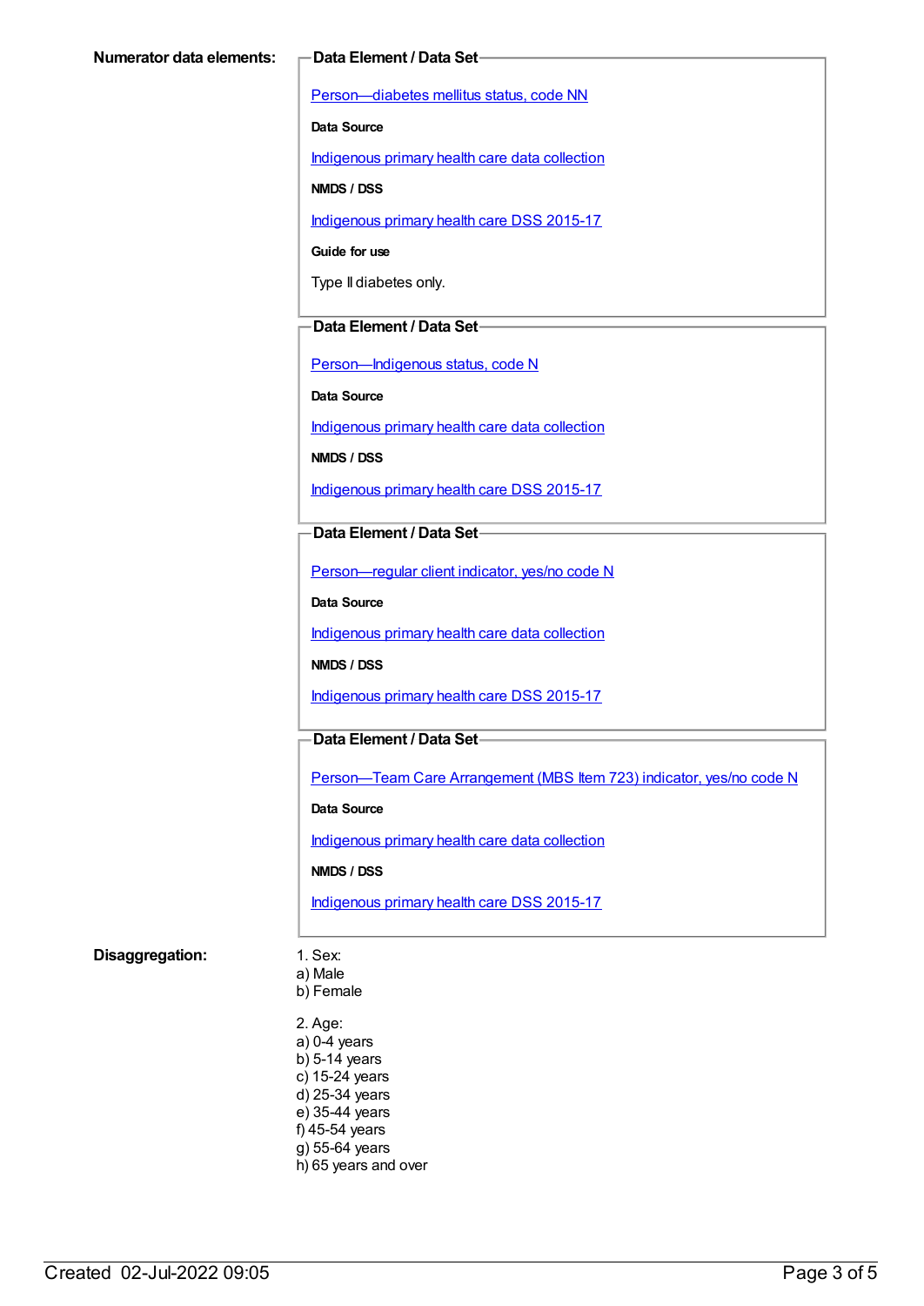**Numerator data elements:**

**Data Element / Data Set**

Person—diabetes mellitus status, code NN

**Data Source**

Indigenous primary health care data collection

**NMDS / DSS**

Indigenous primary health care DSS 2015-17

**Guide for use**

Type II diabetes only.

**Data Element / Data Set**

Person—Indigenous status, code N

**Data Source**

Indigenous primary health care data collection

**NMDS / DSS**

Indigenous primary health care DSS 2015-17

**Data Element / Data Set**

Person—regular client indicator, yes/no code N

**Data Source**

Indigenous primary health care data collection

**NMDS / DSS**

Indigenous primary health care DSS 2015-17

**Data Element / Data Set**

Person—Team Care Arrangement (MBS Item 723) indicator, yes/no code N

**Data Source**

Indigenous primary health care data collection

**NMDS / DSS**

Indigenous primary health care DSS 2015-17

**Disaggregation:**

1. Sex:
a) Male
b) Female

2. Age:
a) 0-4 years
b) 5-14 years
c) 15-24 years
d) 25-34 years
e) 35-44 years
f) 45-54 years
g) 55-64 years
h) 65 years and over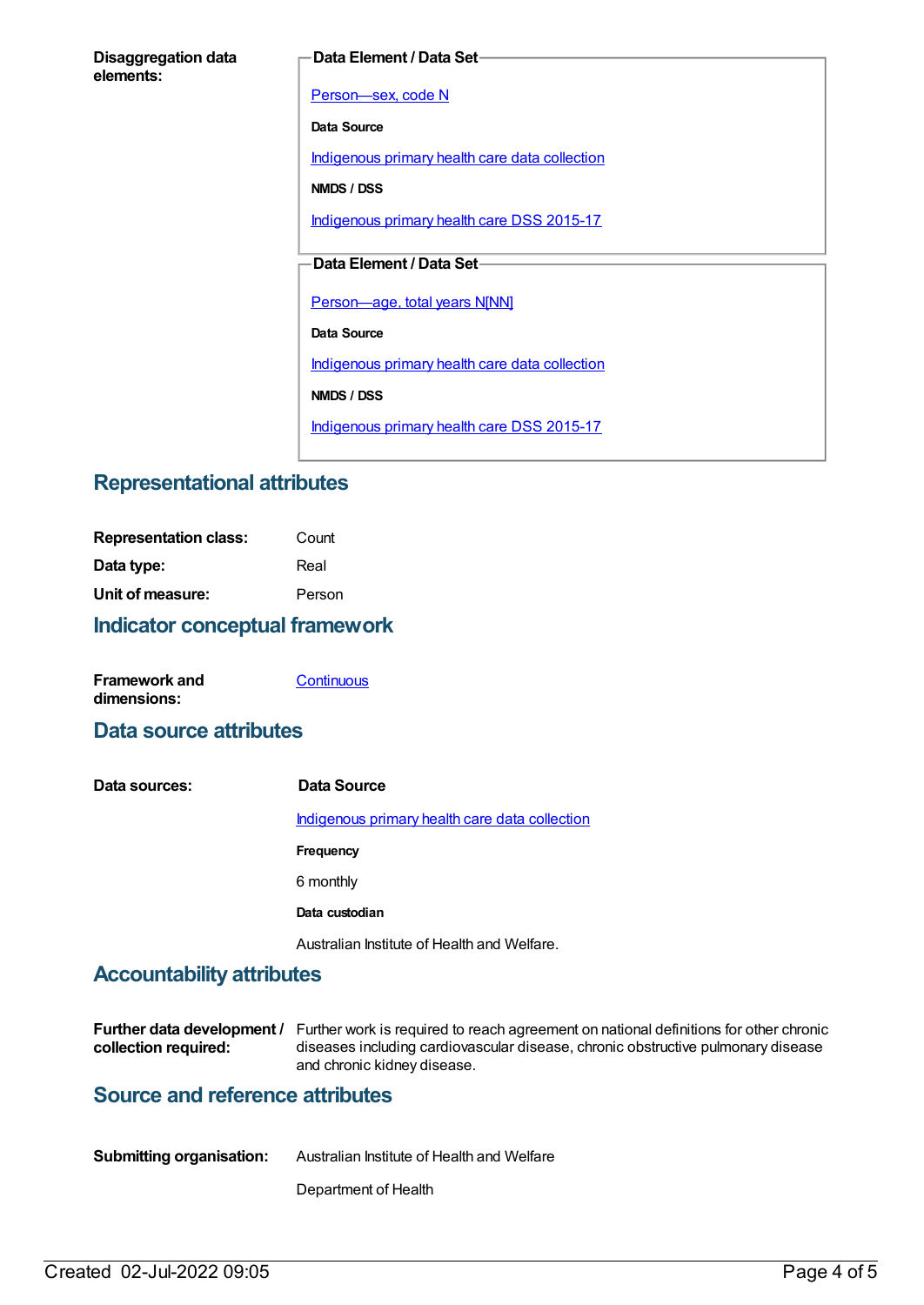**Disaggregation data elements:**

**Data Element / Data Set**

[Person—sex, code N]

**Data Source**

[Indigenous primary health care data collection]

**NMDS / DSS**

[Indigenous primary health care DSS 2015-17]

**Data Element / Data Set**

[Person—age, total years N[NN]]

**Data Source**

[Indigenous primary health care data collection]

**NMDS / DSS**

[Indigenous primary health care DSS 2015-17]

## Representational attributes

| | |
|---|---|
| **Representation class:** | Count |
| **Data type:** | Real |
| **Unit of measure:** | Person |

## Indicator conceptual framework

**Framework and dimensions:** [Continuous]

## Data source attributes

**Data sources:**

**Data Source**

[Indigenous primary health care data collection]

**Frequency**

6 monthly

**Data custodian**

Australian Institute of Health and Welfare.

## Accountability attributes

**Further data development / collection required:** Further work is required to reach agreement on national definitions for other chronic diseases including cardiovascular disease, chronic obstructive pulmonary disease and chronic kidney disease.

## Source and reference attributes

**Submitting organisation:** Australian Institute of Health and Welfare

Department of Health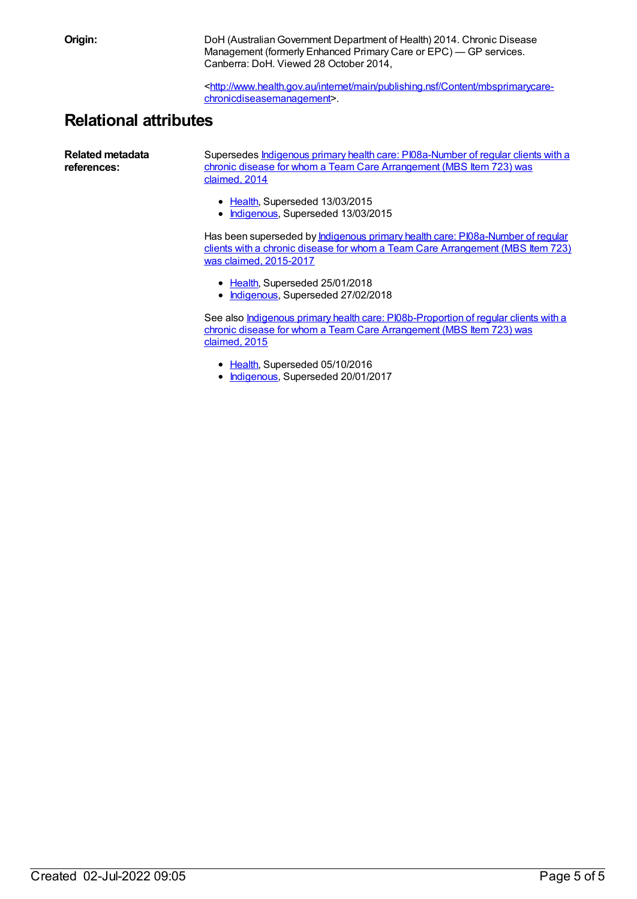**Origin:** DoH (Australian Government Department of Health) 2014. Chronic Disease Management (formerly Enhanced Primary Care or EPC) — GP services. Canberra: DoH. Viewed 28 October 2014,

<http://www.health.gov.au/internet/main/publishing.nsf/Content/mbsprimarycare-chronicdiseasemanagement>.

## Relational attributes

**Related metadata references:**

Supersedes Indigenous primary health care: PI08a-Number of regular clients with a chronic disease for whom a Team Care Arrangement (MBS Item 723) was claimed, 2014

- Health, Superseded 13/03/2015
- Indigenous, Superseded 13/03/2015

Has been superseded by Indigenous primary health care: PI08a-Number of regular clients with a chronic disease for whom a Team Care Arrangement (MBS Item 723) was claimed, 2015-2017

- Health, Superseded 25/01/2018
- Indigenous, Superseded 27/02/2018

See also Indigenous primary health care: PI08b-Proportion of regular clients with a chronic disease for whom a Team Care Arrangement (MBS Item 723) was claimed, 2015

- Health, Superseded 05/10/2016
- Indigenous, Superseded 20/01/2017